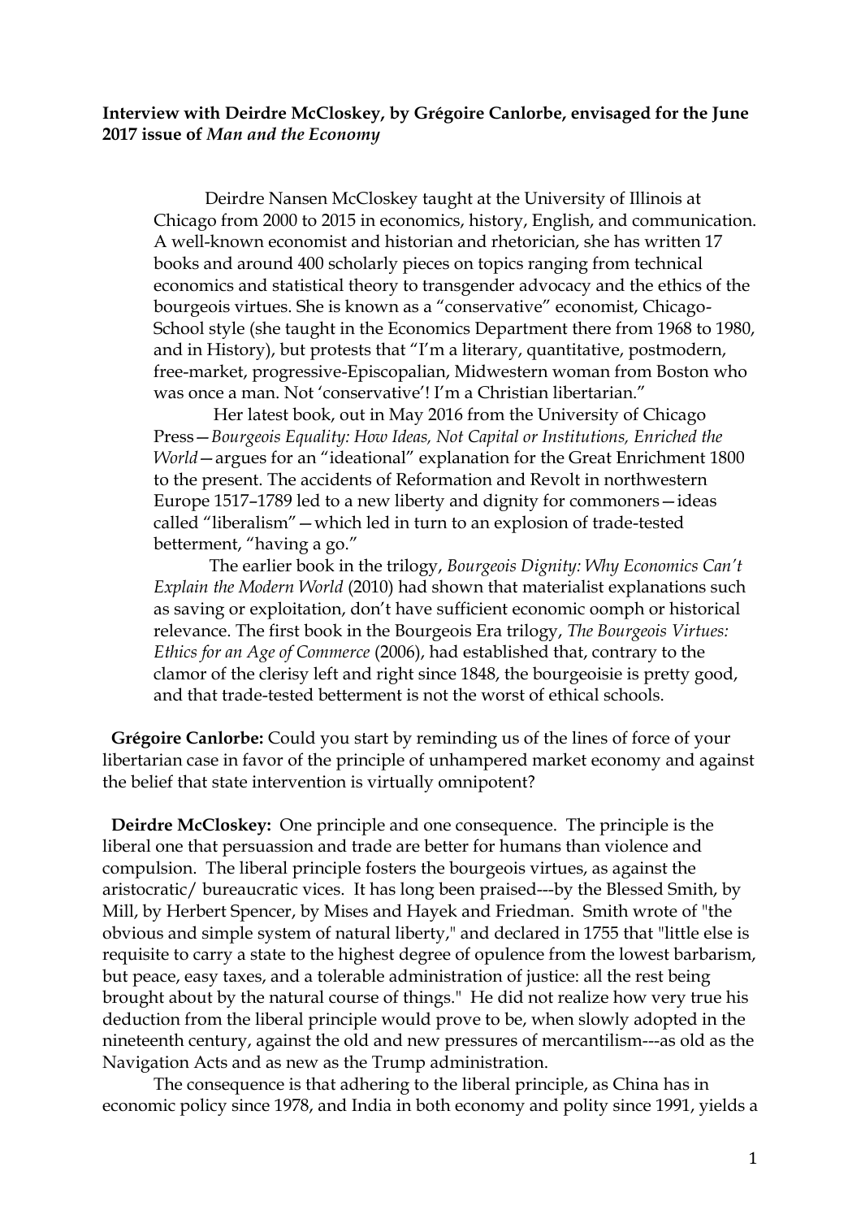**Interview with Deirdre McCloskey, by Grégoire Canlorbe, envisaged for the June 2017 issue of *Man and the Economy***

Deirdre Nansen McCloskey taught at the University of Illinois at Chicago from 2000 to 2015 in economics, history, English, and communication. A well-known economist and historian and rhetorician, she has written 17 books and around 400 scholarly pieces on topics ranging from technical economics and statistical theory to transgender advocacy and the ethics of the bourgeois virtues. She is known as a "conservative" economist, Chicago-School style (she taught in the Economics Department there from 1968 to 1980, and in History), but protests that "I'm a literary, quantitative, postmodern, free-market, progressive-Episcopalian, Midwestern woman from Boston who was once a man. Not 'conservative'! I'm a Christian libertarian."

Her latest book, out in May 2016 from the University of Chicago Press—*Bourgeois Equality: How Ideas, Not Capital or Institutions, Enriched the World*—argues for an "ideational" explanation for the Great Enrichment 1800 to the present. The accidents of Reformation and Revolt in northwestern Europe 1517–1789 led to a new liberty and dignity for commoners—ideas called "liberalism"—which led in turn to an explosion of trade-tested betterment, "having a go."

The earlier book in the trilogy, *Bourgeois Dignity: Why Economics Can't Explain the Modern World* (2010) had shown that materialist explanations such as saving or exploitation, don't have sufficient economic oomph or historical relevance. The first book in the Bourgeois Era trilogy, *The Bourgeois Virtues: Ethics for an Age of Commerce* (2006), had established that, contrary to the clamor of the clerisy left and right since 1848, the bourgeoisie is pretty good, and that trade-tested betterment is not the worst of ethical schools.

**Grégoire Canlorbe:** Could you start by reminding us of the lines of force of your libertarian case in favor of the principle of unhampered market economy and against the belief that state intervention is virtually omnipotent?

**Deirdre McCloskey:** One principle and one consequence. The principle is the liberal one that persuassion and trade are better for humans than violence and compulsion. The liberal principle fosters the bourgeois virtues, as against the aristocratic/ bureaucratic vices. It has long been praised---by the Blessed Smith, by Mill, by Herbert Spencer, by Mises and Hayek and Friedman. Smith wrote of "the obvious and simple system of natural liberty," and declared in 1755 that "little else is requisite to carry a state to the highest degree of opulence from the lowest barbarism, but peace, easy taxes, and a tolerable administration of justice: all the rest being brought about by the natural course of things." He did not realize how very true his deduction from the liberal principle would prove to be, when slowly adopted in the nineteenth century, against the old and new pressures of mercantilism---as old as the Navigation Acts and as new as the Trump administration.

The consequence is that adhering to the liberal principle, as China has in economic policy since 1978, and India in both economy and polity since 1991, yields a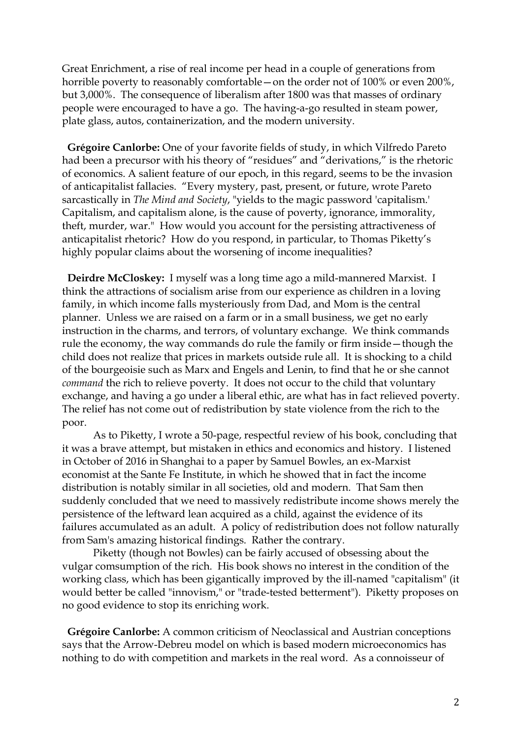Great Enrichment, a rise of real income per head in a couple of generations from horrible poverty to reasonably comfortable—on the order not of 100% or even 200%, but 3,000%. The consequence of liberalism after 1800 was that masses of ordinary people were encouraged to have a go. The having-a-go resulted in steam power, plate glass, autos, containerization, and the modern university.

**Grégoire Canlorbe:** One of your favorite fields of study, in which Vilfredo Pareto had been a precursor with his theory of "residues" and "derivations," is the rhetoric of economics. A salient feature of our epoch, in this regard, seems to be the invasion of anticapitalist fallacies. "Every mystery, past, present, or future, wrote Pareto sarcastically in *The Mind and Society*, "yields to the magic password 'capitalism.' Capitalism, and capitalism alone, is the cause of poverty, ignorance, immorality, theft, murder, war." How would you account for the persisting attractiveness of anticapitalist rhetoric? How do you respond, in particular, to Thomas Piketty's highly popular claims about the worsening of income inequalities?

**Deirdre McCloskey:** I myself was a long time ago a mild-mannered Marxist. I think the attractions of socialism arise from our experience as children in a loving family, in which income falls mysteriously from Dad, and Mom is the central planner. Unless we are raised on a farm or in a small business, we get no early instruction in the charms, and terrors, of voluntary exchange. We think commands rule the economy, the way commands do rule the family or firm inside—though the child does not realize that prices in markets outside rule all. It is shocking to a child of the bourgeoisie such as Marx and Engels and Lenin, to find that he or she cannot *command* the rich to relieve poverty. It does not occur to the child that voluntary exchange, and having a go under a liberal ethic, are what has in fact relieved poverty. The relief has not come out of redistribution by state violence from the rich to the poor.

As to Piketty, I wrote a 50-page, respectful review of his book, concluding that it was a brave attempt, but mistaken in ethics and economics and history. I listened in October of 2016 in Shanghai to a paper by Samuel Bowles, an ex-Marxist economist at the Sante Fe Institute, in which he showed that in fact the income distribution is notably similar in all societies, old and modern. That Sam then suddenly concluded that we need to massively redistribute income shows merely the persistence of the leftward lean acquired as a child, against the evidence of its failures accumulated as an adult. A policy of redistribution does not follow naturally from Sam's amazing historical findings. Rather the contrary.

Piketty (though not Bowles) can be fairly accused of obsessing about the vulgar comsumption of the rich. His book shows no interest in the condition of the working class, which has been gigantically improved by the ill-named "capitalism" (it would better be called "innovism," or "trade-tested betterment"). Piketty proposes on no good evidence to stop its enriching work.

**Grégoire Canlorbe:** A common criticism of Neoclassical and Austrian conceptions says that the Arrow-Debreu model on which is based modern microeconomics has nothing to do with competition and markets in the real word. As a connoisseur of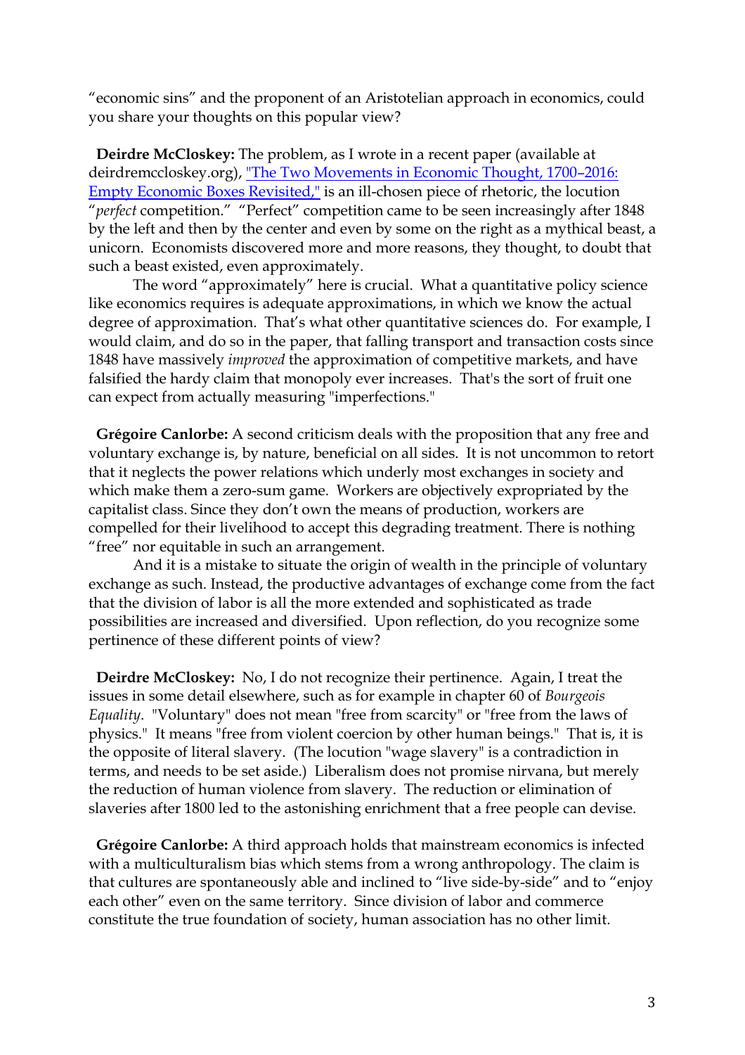"economic sins" and the proponent of an Aristotelian approach in economics, could you share your thoughts on this popular view?

**Deirdre McCloskey:** The problem, as I wrote in a recent paper (available at deirdremccloskey.org), ["The Two Movements in Economic Thought, 1700–2016: Empty Economic Boxes Revisited,"]() is an ill-chosen piece of rhetoric, the locution "*perfect* competition." "Perfect" competition came to be seen increasingly after 1848 by the left and then by the center and even by some on the right as a mythical beast, a unicorn. Economists discovered more and more reasons, they thought, to doubt that such a beast existed, even approximately.

The word "approximately" here is crucial. What a quantitative policy science like economics requires is adequate approximations, in which we know the actual degree of approximation. That's what other quantitative sciences do. For example, I would claim, and do so in the paper, that falling transport and transaction costs since 1848 have massively *improved* the approximation of competitive markets, and have falsified the hardy claim that monopoly ever increases. That's the sort of fruit one can expect from actually measuring "imperfections."

**Grégoire Canlorbe:** A second criticism deals with the proposition that any free and voluntary exchange is, by nature, beneficial on all sides. It is not uncommon to retort that it neglects the power relations which underly most exchanges in society and which make them a zero-sum game. Workers are objectively expropriated by the capitalist class. Since they don't own the means of production, workers are compelled for their livelihood to accept this degrading treatment. There is nothing "free" nor equitable in such an arrangement.

And it is a mistake to situate the origin of wealth in the principle of voluntary exchange as such. Instead, the productive advantages of exchange come from the fact that the division of labor is all the more extended and sophisticated as trade possibilities are increased and diversified. Upon reflection, do you recognize some pertinence of these different points of view?

**Deirdre McCloskey:** No, I do not recognize their pertinence. Again, I treat the issues in some detail elsewhere, such as for example in chapter 60 of *Bourgeois Equality*. "Voluntary" does not mean "free from scarcity" or "free from the laws of physics." It means "free from violent coercion by other human beings." That is, it is the opposite of literal slavery. (The locution "wage slavery" is a contradiction in terms, and needs to be set aside.) Liberalism does not promise nirvana, but merely the reduction of human violence from slavery. The reduction or elimination of slaveries after 1800 led to the astonishing enrichment that a free people can devise.

**Grégoire Canlorbe:** A third approach holds that mainstream economics is infected with a multiculturalism bias which stems from a wrong anthropology. The claim is that cultures are spontaneously able and inclined to "live side-by-side" and to "enjoy each other" even on the same territory. Since division of labor and commerce constitute the true foundation of society, human association has no other limit.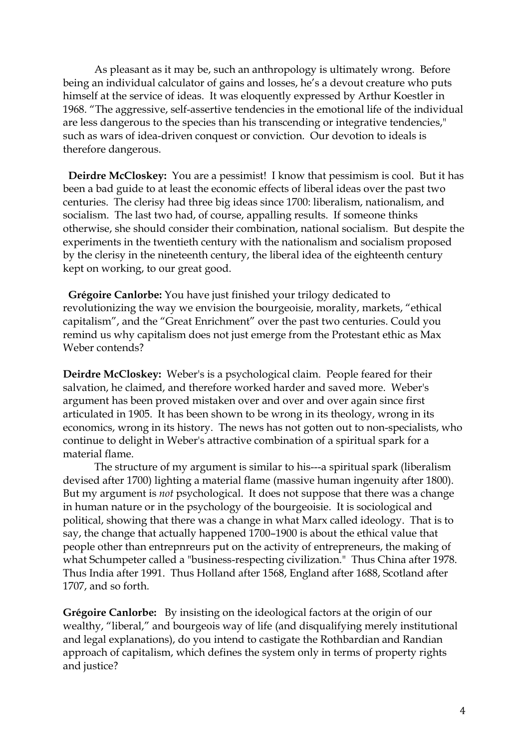As pleasant as it may be, such an anthropology is ultimately wrong. Before being an individual calculator of gains and losses, he's a devout creature who puts himself at the service of ideas. It was eloquently expressed by Arthur Koestler in 1968. "The aggressive, self-assertive tendencies in the emotional life of the individual are less dangerous to the species than his transcending or integrative tendencies," such as wars of idea-driven conquest or conviction. Our devotion to ideals is therefore dangerous.

**Deirdre McCloskey:** You are a pessimist! I know that pessimism is cool. But it has been a bad guide to at least the economic effects of liberal ideas over the past two centuries. The clerisy had three big ideas since 1700: liberalism, nationalism, and socialism. The last two had, of course, appalling results. If someone thinks otherwise, she should consider their combination, national socialism. But despite the experiments in the twentieth century with the nationalism and socialism proposed by the clerisy in the nineteenth century, the liberal idea of the eighteenth century kept on working, to our great good.

**Grégoire Canlorbe:** You have just finished your trilogy dedicated to revolutionizing the way we envision the bourgeoisie, morality, markets, "ethical capitalism", and the "Great Enrichment" over the past two centuries. Could you remind us why capitalism does not just emerge from the Protestant ethic as Max Weber contends?

**Deirdre McCloskey:** Weber's is a psychological claim. People feared for their salvation, he claimed, and therefore worked harder and saved more. Weber's argument has been proved mistaken over and over and over again since first articulated in 1905. It has been shown to be wrong in its theology, wrong in its economics, wrong in its history. The news has not gotten out to non-specialists, who continue to delight in Weber's attractive combination of a spiritual spark for a material flame.

The structure of my argument is similar to his---a spiritual spark (liberalism devised after 1700) lighting a material flame (massive human ingenuity after 1800). But my argument is *not* psychological. It does not suppose that there was a change in human nature or in the psychology of the bourgeoisie. It is sociological and political, showing that there was a change in what Marx called ideology. That is to say, the change that actually happened 1700–1900 is about the ethical value that people other than entrepnreurs put on the activity of entrepreneurs, the making of what Schumpeter called a "business-respecting civilization." Thus China after 1978. Thus India after 1991. Thus Holland after 1568, England after 1688, Scotland after 1707, and so forth.

**Grégoire Canlorbe:** By insisting on the ideological factors at the origin of our wealthy, "liberal," and bourgeois way of life (and disqualifying merely institutional and legal explanations), do you intend to castigate the Rothbardian and Randian approach of capitalism, which defines the system only in terms of property rights and justice?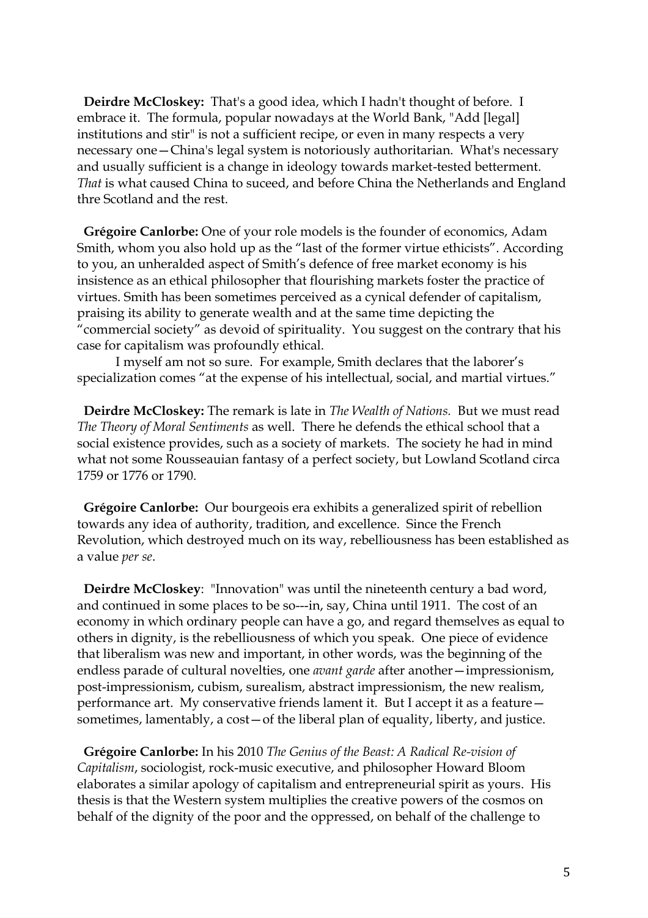**Deirdre McCloskey:** That's a good idea, which I hadn't thought of before. I embrace it. The formula, popular nowadays at the World Bank, "Add [legal] institutions and stir" is not a sufficient recipe, or even in many respects a very necessary one—China's legal system is notoriously authoritarian. What's necessary and usually sufficient is a change in ideology towards market-tested betterment. *That* is what caused China to suceed, and before China the Netherlands and England thre Scotland and the rest.

**Grégoire Canlorbe:** One of your role models is the founder of economics, Adam Smith, whom you also hold up as the "last of the former virtue ethicists". According to you, an unheralded aspect of Smith's defence of free market economy is his insistence as an ethical philosopher that flourishing markets foster the practice of virtues. Smith has been sometimes perceived as a cynical defender of capitalism, praising its ability to generate wealth and at the same time depicting the "commercial society" as devoid of spirituality. You suggest on the contrary that his case for capitalism was profoundly ethical.

I myself am not so sure. For example, Smith declares that the laborer's specialization comes "at the expense of his intellectual, social, and martial virtues."

**Deirdre McCloskey:** The remark is late in *The Wealth of Nations.* But we must read *The Theory of Moral Sentiments* as well. There he defends the ethical school that a social existence provides, such as a society of markets. The society he had in mind what not some Rousseauian fantasy of a perfect society, but Lowland Scotland circa 1759 or 1776 or 1790.

**Grégoire Canlorbe:** Our bourgeois era exhibits a generalized spirit of rebellion towards any idea of authority, tradition, and excellence. Since the French Revolution, which destroyed much on its way, rebelliousness has been established as a value *per se*.

**Deirdre McCloskey**: "Innovation" was until the nineteenth century a bad word, and continued in some places to be so---in, say, China until 1911. The cost of an economy in which ordinary people can have a go, and regard themselves as equal to others in dignity, is the rebelliousness of which you speak. One piece of evidence that liberalism was new and important, in other words, was the beginning of the endless parade of cultural novelties, one *avant garde* after another—impressionism, post-impressionism, cubism, surealism, abstract impressionism, the new realism, performance art. My conservative friends lament it. But I accept it as a feature—sometimes, lamentably, a cost—of the liberal plan of equality, liberty, and justice.

**Grégoire Canlorbe:** In his 2010 *The Genius of the Beast: A Radical Re-vision of Capitalism*, sociologist, rock-music executive, and philosopher Howard Bloom elaborates a similar apology of capitalism and entrepreneurial spirit as yours. His thesis is that the Western system multiplies the creative powers of the cosmos on behalf of the dignity of the poor and the oppressed, on behalf of the challenge to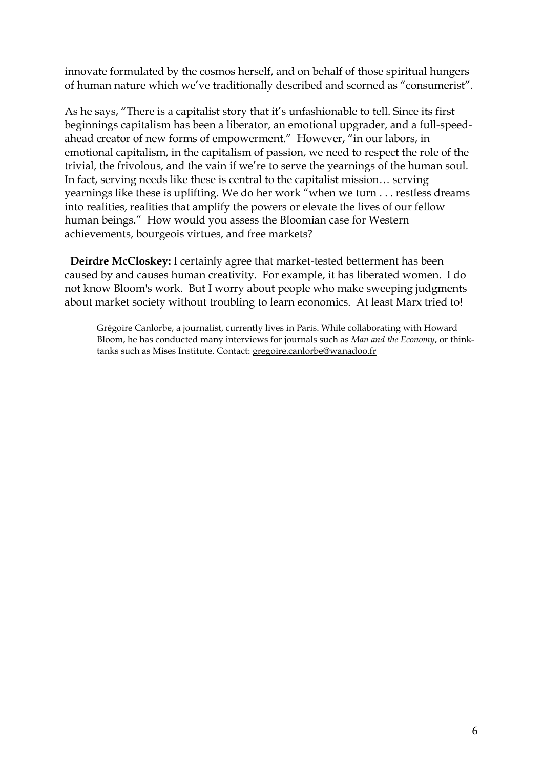innovate formulated by the cosmos herself, and on behalf of those spiritual hungers of human nature which we've traditionally described and scorned as "consumerist".

As he says, "There is a capitalist story that it's unfashionable to tell. Since its first beginnings capitalism has been a liberator, an emotional upgrader, and a full-speed-ahead creator of new forms of empowerment." However, "in our labors, in emotional capitalism, in the capitalism of passion, we need to respect the role of the trivial, the frivolous, and the vain if we're to serve the yearnings of the human soul. In fact, serving needs like these is central to the capitalist mission… serving yearnings like these is uplifting. We do her work "when we turn . . . restless dreams into realities, realities that amplify the powers or elevate the lives of our fellow human beings." How would you assess the Bloomian case for Western achievements, bourgeois virtues, and free markets?

**Deirdre McCloskey:** I certainly agree that market-tested betterment has been caused by and causes human creativity. For example, it has liberated women. I do not know Bloom's work. But I worry about people who make sweeping judgments about market society without troubling to learn economics. At least Marx tried to!

Grégoire Canlorbe, a journalist, currently lives in Paris. While collaborating with Howard Bloom, he has conducted many interviews for journals such as *Man and the Economy*, or think-tanks such as Mises Institute. Contact: gregoire.canlorbe@wanadoo.fr